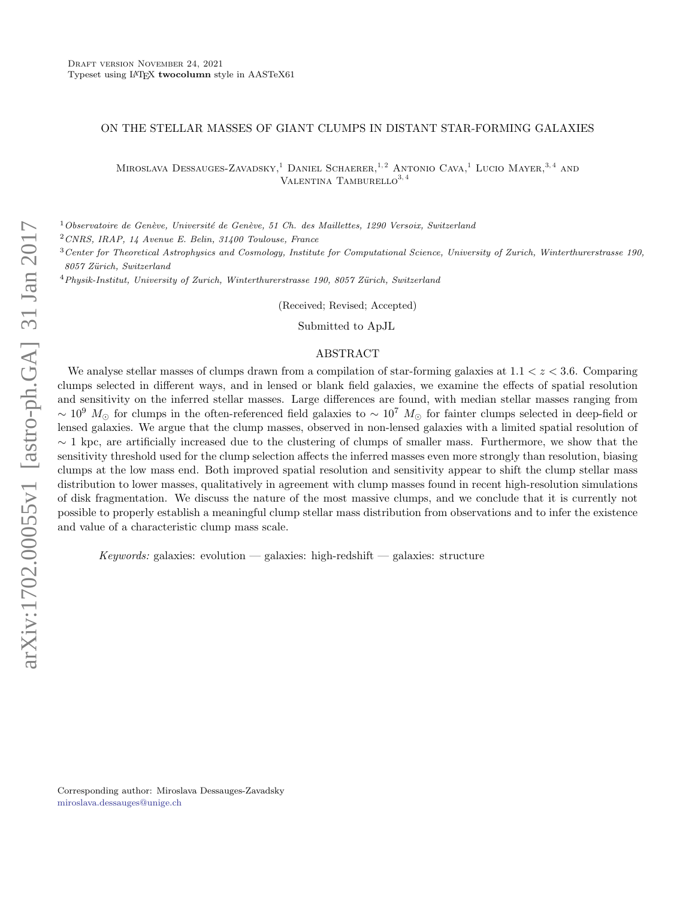Draft version November 24, 2021
Typeset using LaTeX **twocolumn** style in AASTeX61

# ON THE STELLAR MASSES OF GIANT CLUMPS IN DISTANT STAR-FORMING GALAXIES

Miroslava Dessauges-Zavadsky,[1] Daniel Schaerer,[1,2] Antonio Cava,[1] Lucio Mayer,[3,4] and Valentina Tamburello[3,4]

[1] *Observatoire de Genève, Université de Genève, 51 Ch. des Maillettes, 1290 Versoix, Switzerland*

[2] *CNRS, IRAP, 14 Avenue E. Belin, 31400 Toulouse, France*

[3] *Center for Theoretical Astrophysics and Cosmology, Institute for Computational Science, University of Zurich, Winterthurerstrasse 190, 8057 Zürich, Switzerland*

[4] *Physik-Institut, University of Zurich, Winterthurerstrasse 190, 8057 Zürich, Switzerland*

(Received; Revised; Accepted)

Submitted to ApJL

## ABSTRACT

We analyse stellar masses of clumps drawn from a compilation of star-forming galaxies at $1.1 < z < 3.6$. Comparing clumps selected in different ways, and in lensed or blank field galaxies, we examine the effects of spatial resolution and sensitivity on the inferred stellar masses. Large differences are found, with median stellar masses ranging from $\sim 10^9\ M_\odot$ for clumps in the often-referenced field galaxies to $\sim 10^7\ M_\odot$ for fainter clumps selected in deep-field or lensed galaxies. We argue that the clump masses, observed in non-lensed galaxies with a limited spatial resolution of $\sim 1$ kpc, are artificially increased due to the clustering of clumps of smaller mass. Furthermore, we show that the sensitivity threshold used for the clump selection affects the inferred masses even more strongly than resolution, biasing clumps at the low mass end. Both improved spatial resolution and sensitivity appear to shift the clump stellar mass distribution to lower masses, qualitatively in agreement with clump masses found in recent high-resolution simulations of disk fragmentation. We discuss the nature of the most massive clumps, and we conclude that it is currently not possible to properly establish a meaningful clump stellar mass distribution from observations and to infer the existence and value of a characteristic clump mass scale.

*Keywords:* galaxies: evolution — galaxies: high-redshift — galaxies: structure

Corresponding author: Miroslava Dessauges-Zavadsky
miroslava.dessauges@unige.ch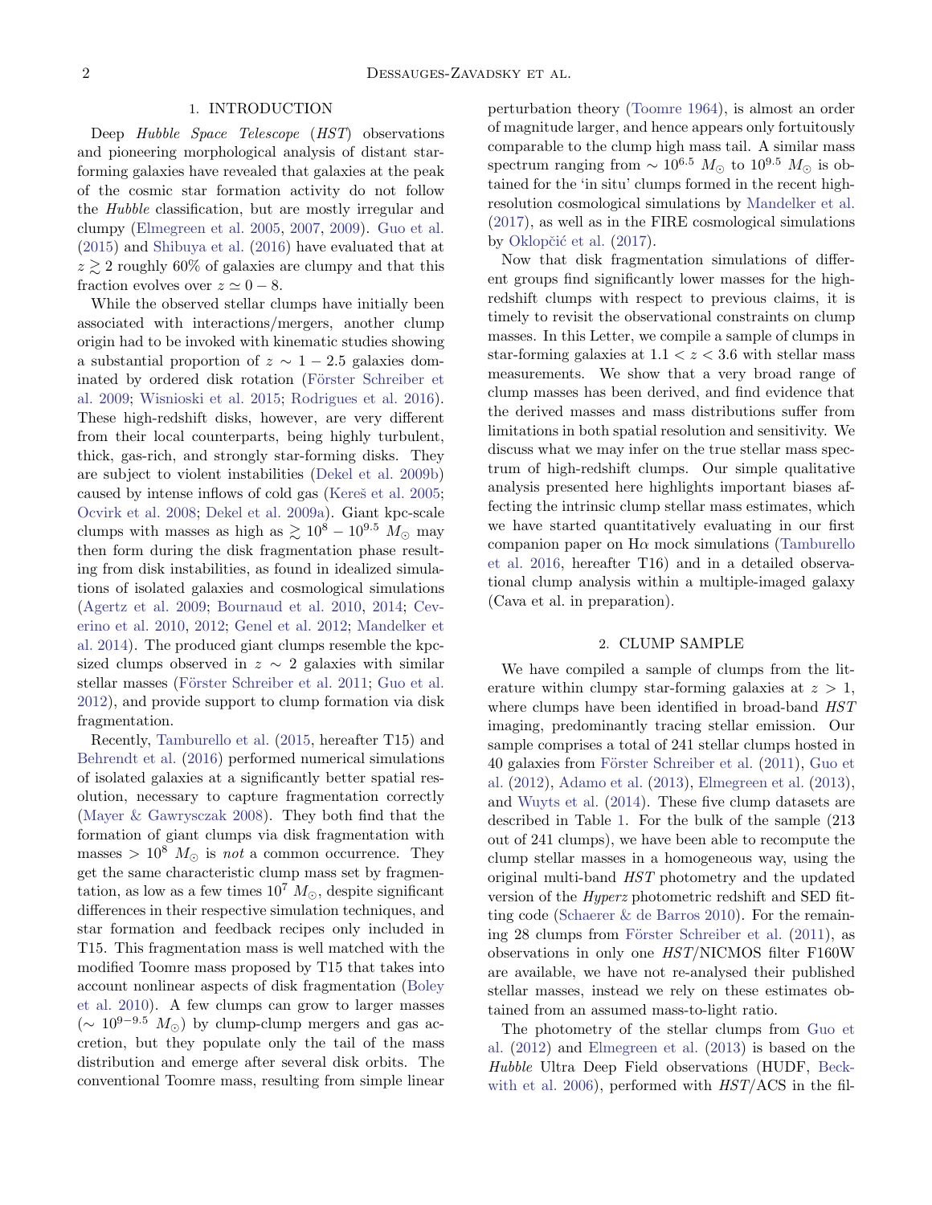## 1. INTRODUCTION

Deep *Hubble Space Telescope* (*HST*) observations and pioneering morphological analysis of distant star-forming galaxies have revealed that galaxies at the peak of the cosmic star formation activity do not follow the *Hubble* classification, but are mostly irregular and clumpy (Elmegreen et al. 2005, 2007, 2009). Guo et al. (2015) and Shibuya et al. (2016) have evaluated that at $z \gtrsim 2$ roughly 60% of galaxies are clumpy and that this fraction evolves over $z \simeq 0-8$.

While the observed stellar clumps have initially been associated with interactions/mergers, another clump origin had to be invoked with kinematic studies showing a substantial proportion of $z \sim 1-2.5$ galaxies dominated by ordered disk rotation (Förster Schreiber et al. 2009; Wisnioski et al. 2015; Rodrigues et al. 2016). These high-redshift disks, however, are very different from their local counterparts, being highly turbulent, thick, gas-rich, and strongly star-forming disks. They are subject to violent instabilities (Dekel et al. 2009b) caused by intense inflows of cold gas (Kereš et al. 2005; Ocvirk et al. 2008; Dekel et al. 2009a). Giant kpc-scale clumps with masses as high as $\gtrsim 10^8 - 10^{9.5}\ M_\odot$ may then form during the disk fragmentation phase resulting from disk instabilities, as found in idealized simulations of isolated galaxies and cosmological simulations (Agertz et al. 2009; Bournaud et al. 2010, 2014; Ceverino et al. 2010, 2012; Genel et al. 2012; Mandelker et al. 2014). The produced giant clumps resemble the kpc-sized clumps observed in $z \sim 2$ galaxies with similar stellar masses (Förster Schreiber et al. 2011; Guo et al. 2012), and provide support to clump formation via disk fragmentation.

Recently, Tamburello et al. (2015, hereafter T15) and Behrendt et al. (2016) performed numerical simulations of isolated galaxies at a significantly better spatial resolution, necessary to capture fragmentation correctly (Mayer & Gawrysczak 2008). They both find that the formation of giant clumps via disk fragmentation with masses $> 10^8\ M_\odot$ is *not* a common occurrence. They get the same characteristic clump mass set by fragmentation, as low as a few times $10^7\ M_\odot$, despite significant differences in their respective simulation techniques, and star formation and feedback recipes only included in T15. This fragmentation mass is well matched with the modified Toomre mass proposed by T15 that takes into account nonlinear aspects of disk fragmentation (Boley et al. 2010). A few clumps can grow to larger masses ($\sim 10^{9-9.5}\ M_\odot$) by clump-clump mergers and gas accretion, but they populate only the tail of the mass distribution and emerge after several disk orbits. The conventional Toomre mass, resulting from simple linear perturbation theory (Toomre 1964), is almost an order of magnitude larger, and hence appears only fortuitously comparable to the clump high mass tail. A similar mass spectrum ranging from $\sim 10^{6.5}\ M_\odot$ to $10^{9.5}\ M_\odot$ is obtained for the 'in situ' clumps formed in the recent high-resolution cosmological simulations by Mandelker et al. (2017), as well as in the FIRE cosmological simulations by Oklopčić et al. (2017).

Now that disk fragmentation simulations of different groups find significantly lower masses for the high-redshift clumps with respect to previous claims, it is timely to revisit the observational constraints on clump masses. In this Letter, we compile a sample of clumps in star-forming galaxies at $1.1 < z < 3.6$ with stellar mass measurements. We show that a very broad range of clump masses has been derived, and find evidence that the derived masses and mass distributions suffer from limitations in both spatial resolution and sensitivity. We discuss what we may infer on the true stellar mass spectrum of high-redshift clumps. Our simple qualitative analysis presented here highlights important biases affecting the intrinsic clump stellar mass estimates, which we have started quantitatively evaluating in our first companion paper on Hα mock simulations (Tamburello et al. 2016, hereafter T16) and in a detailed observational clump analysis within a multiple-imaged galaxy (Cava et al. in preparation).

## 2. CLUMP SAMPLE

We have compiled a sample of clumps from the literature within clumpy star-forming galaxies at $z > 1$, where clumps have been identified in broad-band *HST* imaging, predominantly tracing stellar emission. Our sample comprises a total of 241 stellar clumps hosted in 40 galaxies from Förster Schreiber et al. (2011), Guo et al. (2012), Adamo et al. (2013), Elmegreen et al. (2013), and Wuyts et al. (2014). These five clump datasets are described in Table 1. For the bulk of the sample (213 out of 241 clumps), we have been able to recompute the clump stellar masses in a homogeneous way, using the original multi-band *HST* photometry and the updated version of the *Hyperz* photometric redshift and SED fitting code (Schaerer & de Barros 2010). For the remaining 28 clumps from Förster Schreiber et al. (2011), as observations in only one *HST*/NICMOS filter F160W are available, we have not re-analysed their published stellar masses, instead we rely on these estimates obtained from an assumed mass-to-light ratio.

The photometry of the stellar clumps from Guo et al. (2012) and Elmegreen et al. (2013) is based on the *Hubble* Ultra Deep Field observations (HUDF, Beckwith et al. 2006), performed with *HST*/ACS in the fil-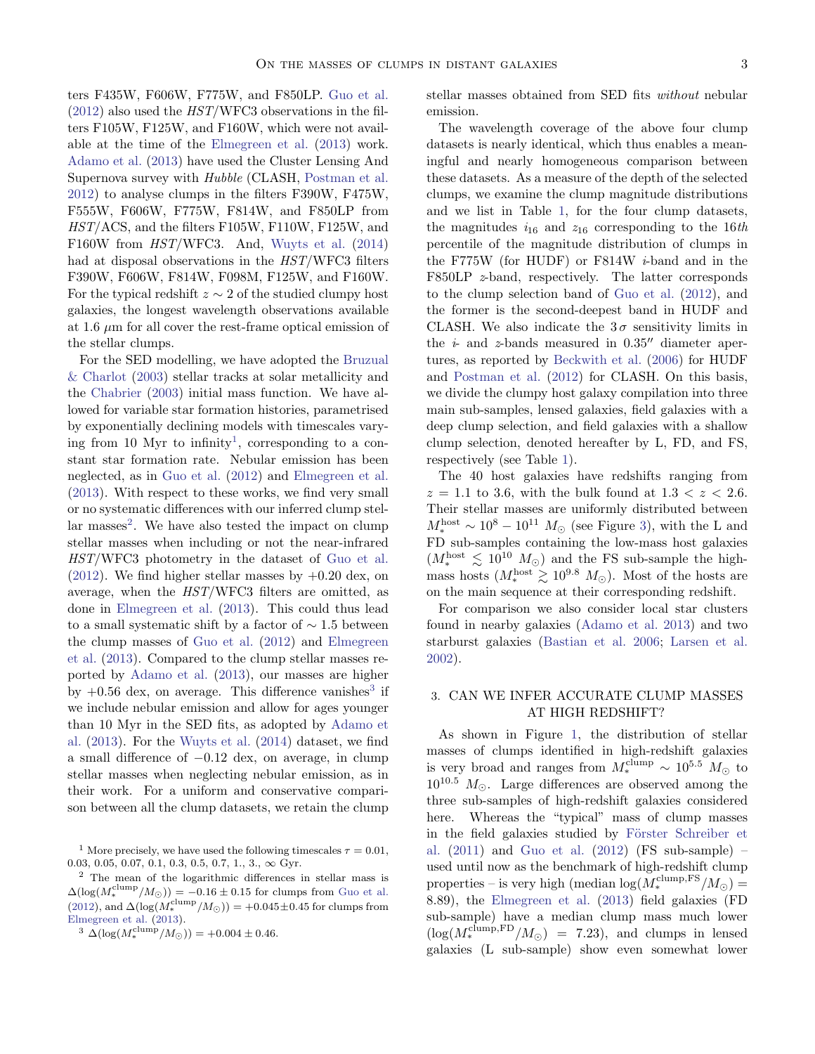ters F435W, F606W, F775W, and F850LP. Guo et al. (2012) also used the *HST*/WFC3 observations in the filters F105W, F125W, and F160W, which were not available at the time of the Elmegreen et al. (2013) work. Adamo et al. (2013) have used the Cluster Lensing And Supernova survey with *Hubble* (CLASH, Postman et al. 2012) to analyse clumps in the filters F390W, F475W, F555W, F606W, F775W, F814W, and F850LP from *HST*/ACS, and the filters F105W, F110W, F125W, and F160W from *HST*/WFC3. And, Wuyts et al. (2014) had at disposal observations in the *HST*/WFC3 filters F390W, F606W, F814W, F098M, F125W, and F160W. For the typical redshift $z \sim 2$ of the studied clumpy host galaxies, the longest wavelength observations available at 1.6 $\mu$m for all cover the rest-frame optical emission of the stellar clumps.

For the SED modelling, we have adopted the Bruzual & Charlot (2003) stellar tracks at solar metallicity and the Chabrier (2003) initial mass function. We have allowed for variable star formation histories, parametrised by exponentially declining models with timescales varying from 10 Myr to infinity[1], corresponding to a constant star formation rate. Nebular emission has been neglected, as in Guo et al. (2012) and Elmegreen et al. (2013). With respect to these works, we find very small or no systematic differences with our inferred clump stellar masses[2]. We have also tested the impact on clump stellar masses when including or not the near-infrared *HST*/WFC3 photometry in the dataset of Guo et al. (2012). We find higher stellar masses by +0.20 dex, on average, when the *HST*/WFC3 filters are omitted, as done in Elmegreen et al. (2013). This could thus lead to a small systematic shift by a factor of $\sim 1.5$ between the clump masses of Guo et al. (2012) and Elmegreen et al. (2013). Compared to the clump stellar masses reported by Adamo et al. (2013), our masses are higher by +0.56 dex, on average. This difference vanishes[3] if we include nebular emission and allow for ages younger than 10 Myr in the SED fits, as adopted by Adamo et al. (2013). For the Wuyts et al. (2014) dataset, we find a small difference of −0.12 dex, on average, in clump stellar masses when neglecting nebular emission, as in their work. For a uniform and conservative comparison between all the clump datasets, we retain the clump stellar masses obtained from SED fits *without* nebular emission.

The wavelength coverage of the above four clump datasets is nearly identical, which thus enables a meaningful and nearly homogeneous comparison between these datasets. As a measure of the depth of the selected clumps, we examine the clump magnitude distributions and we list in Table 1, for the four clump datasets, the magnitudes $i_{16}$ and $z_{16}$ corresponding to the 16*th* percentile of the magnitude distribution of clumps in the F775W (for HUDF) or F814W *i*-band and in the F850LP *z*-band, respectively. The latter corresponds to the clump selection band of Guo et al. (2012), and the former is the second-deepest band in HUDF and CLASH. We also indicate the $3\,\sigma$ sensitivity limits in the *i*- and *z*-bands measured in $0.35''$ diameter apertures, as reported by Beckwith et al. (2006) for HUDF and Postman et al. (2012) for CLASH. On this basis, we divide the clumpy host galaxy compilation into three main sub-samples, lensed galaxies, field galaxies with a deep clump selection, and field galaxies with a shallow clump selection, denoted hereafter by L, FD, and FS, respectively (see Table 1).

The 40 host galaxies have redshifts ranging from $z = 1.1$ to 3.6, with the bulk found at $1.3 < z < 2.6$. Their stellar masses are uniformly distributed between $M_*^{\rm host} \sim 10^8 - 10^{11}\ M_\odot$ (see Figure 3), with the L and FD sub-samples containing the low-mass host galaxies ($M_*^{\rm host} \lesssim 10^{10}\ M_\odot$) and the FS sub-sample the high-mass hosts ($M_*^{\rm host} \gtrsim 10^{9.8}\ M_\odot$). Most of the hosts are on the main sequence at their corresponding redshift.

For comparison we also consider local star clusters found in nearby galaxies (Adamo et al. 2013) and two starburst galaxies (Bastian et al. 2006; Larsen et al. 2002).

## 3. CAN WE INFER ACCURATE CLUMP MASSES AT HIGH REDSHIFT?

As shown in Figure 1, the distribution of stellar masses of clumps identified in high-redshift galaxies is very broad and ranges from $M_*^{\rm clump} \sim 10^{5.5}\ M_\odot$ to $10^{10.5}\ M_\odot$. Large differences are observed among the three sub-samples of high-redshift galaxies considered here. Whereas the "typical" mass of clump masses in the field galaxies studied by Förster Schreiber et al. (2011) and Guo et al. (2012) (FS sub-sample) – used until now as the benchmark of high-redshift clump properties – is very high (median $\log(M_*^{\rm clump,FS}/M_\odot) = 8.89$), the Elmegreen et al. (2013) field galaxies (FD sub-sample) have a median clump mass much lower ($\log(M_*^{\rm clump,FD}/M_\odot) = 7.23$), and clumps in lensed galaxies (L sub-sample) show even somewhat lower

---

[1] More precisely, we have used the following timescales $\tau = 0.01$, 0.03, 0.05, 0.07, 0.1, 0.3, 0.5, 0.7, 1., 3., $\infty$ Gyr.

[2] The mean of the logarithmic differences in stellar mass is $\Delta(\log(M_*^{\rm clump}/M_\odot)) = -0.16 \pm 0.15$ for clumps from Guo et al. (2012), and $\Delta(\log(M_*^{\rm clump}/M_\odot)) = +0.045 \pm 0.45$ for clumps from Elmegreen et al. (2013).

[3] $\Delta(\log(M_*^{\rm clump}/M_\odot)) = +0.004 \pm 0.46$.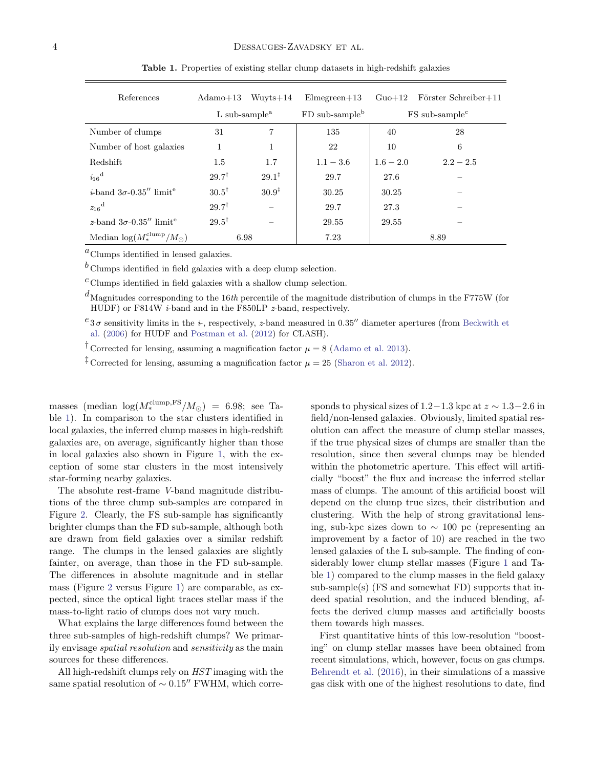**Table 1.** Properties of existing stellar clump datasets in high-redshift galaxies

| References | Adamo+13 | Wuyts+14 | Elmegreen+13 | Guo+12 | Förster Schreiber+11 |
|---|---|---|---|---|---|
| | L sub-sample[a] | | FD sub-sample[b] | FS sub-sample[c] | |
| Number of clumps | 31 | 7 | 135 | 40 | 28 |
| Number of host galaxies | 1 | 1 | 22 | 10 | 6 |
| Redshift | 1.5 | 1.7 | $1.1-3.6$ | $1.6-2.0$ | $2.2-2.5$ |
| $i_{16}$[d] | 29.7[†] | 29.1[‡] | 29.7 | 27.6 | – |
| $i$-band $3\sigma$-0.35″ limit[e] | 30.5[†] | 30.9[‡] | 30.25 | 30.25 | – |
| $z_{16}$[d] | 29.7[†] | – | 29.7 | 27.3 | – |
| $z$-band $3\sigma$-0.35″ limit[e] | 29.5[†] | – | 29.55 | 29.55 | – |
| Median $\log(M_*^{\rm clump}/M_\odot)$ | 6.98 | | 7.23 | 8.89 | |

[a] Clumps identified in lensed galaxies.

[b] Clumps identified in field galaxies with a deep clump selection.

[c] Clumps identified in field galaxies with a shallow clump selection.

[d] Magnitudes corresponding to the 16*th* percentile of the magnitude distribution of clumps in the F775W (for HUDF) or F814W $i$-band and in the F850LP $z$-band, respectively.

[e] $3\,\sigma$ sensitivity limits in the $i$-, respectively, $z$-band measured in 0.35″ diameter apertures (from Beckwith et al. (2006) for HUDF and Postman et al. (2012) for CLASH).

[†] Corrected for lensing, assuming a magnification factor $\mu = 8$ (Adamo et al. 2013).

[‡] Corrected for lensing, assuming a magnification factor $\mu = 25$ (Sharon et al. 2012).

masses (median $\log(M_*^{\rm clump,FS}/M_\odot) = 6.98$; see Table 1). In comparison to the star clusters identified in local galaxies, the inferred clump masses in high-redshift galaxies are, on average, significantly higher than those in local galaxies also shown in Figure 1, with the exception of some star clusters in the most intensively star-forming nearby galaxies.

The absolute rest-frame $V$-band magnitude distributions of the three clump sub-samples are compared in Figure 2. Clearly, the FS sub-sample has significantly brighter clumps than the FD sub-sample, although both are drawn from field galaxies over a similar redshift range. The clumps in the lensed galaxies are slightly fainter, on average, than those in the FD sub-sample. The differences in absolute magnitude and in stellar mass (Figure 2 versus Figure 1) are comparable, as expected, since the optical light traces stellar mass if the mass-to-light ratio of clumps does not vary much.

What explains the large differences found between the three sub-samples of high-redshift clumps? We primarily envisage *spatial resolution* and *sensitivity* as the main sources for these differences.

All high-redshift clumps rely on *HST* imaging with the same spatial resolution of $\sim 0.15''$ FWHM, which corresponds to physical sizes of $1.2-1.3$ kpc at $z \sim 1.3-2.6$ in field/non-lensed galaxies. Obviously, limited spatial resolution can affect the measure of clump stellar masses, if the true physical sizes of clumps are smaller than the resolution, since then several clumps may be blended within the photometric aperture. This effect will artificially "boost" the flux and increase the inferred stellar mass of clumps. The amount of this artificial boost will depend on the clump true sizes, their distribution and clustering. With the help of strong gravitational lensing, sub-kpc sizes down to $\sim 100$ pc (representing an improvement by a factor of 10) are reached in the two lensed galaxies of the L sub-sample. The finding of considerably lower clump stellar masses (Figure 1 and Table 1) compared to the clump masses in the field galaxy sub-sample(s) (FS and somewhat FD) supports that indeed spatial resolution, and the induced blending, affects the derived clump masses and artificially boosts them towards high masses.

First quantitative hints of this low-resolution "boosting" on clump stellar masses have been obtained from recent simulations, which, however, focus on gas clumps. Behrendt et al. (2016), in their simulations of a massive gas disk with one of the highest resolutions to date, find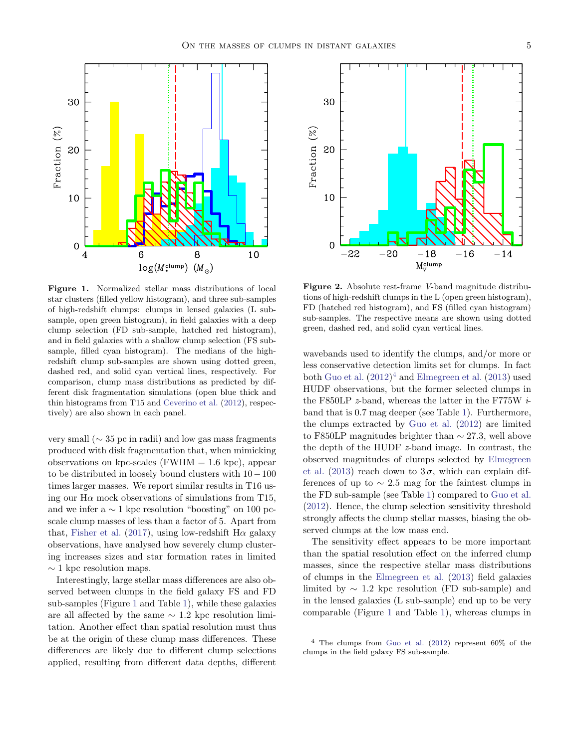**Figure 1.** Normalized stellar mass distributions of local star clusters (filled yellow histogram), and three sub-samples of high-redshift clumps: clumps in lensed galaxies (L sub-sample, open green histogram), in field galaxies with a deep clump selection (FD sub-sample, hatched red histogram), and in field galaxies with a shallow clump selection (FS sub-sample, filled cyan histogram). The medians of the high-redshift clump sub-samples are shown using dotted green, dashed red, and solid cyan vertical lines, respectively. For comparison, clump mass distributions as predicted by different disk fragmentation simulations (open blue thick and thin histograms from T15 and Ceverino et al. (2012), respectively) are also shown in each panel.

**Figure 2.** Absolute rest-frame $V$-band magnitude distributions of high-redshift clumps in the L (open green histogram), FD (hatched red histogram), and FS (filled cyan histogram) sub-samples. The respective means are shown using dotted green, dashed red, and solid cyan vertical lines.

very small ($\sim 35$ pc in radii) and low gas mass fragments produced with disk fragmentation that, when mimicking observations on kpc-scales (FWHM = 1.6 kpc), appear to be distributed in loosely bound clusters with $10-100$ times larger masses. We report similar results in T16 using our Hα mock observations of simulations from T15, and we infer a $\sim 1$ kpc resolution "boosting" on 100 pc-scale clump masses of less than a factor of 5. Apart from that, Fisher et al. (2017), using low-redshift Hα galaxy observations, have analysed how severely clump clustering increases sizes and star formation rates in limited $\sim 1$ kpc resolution maps.

Interestingly, large stellar mass differences are also observed between clumps in the field galaxy FS and FD sub-samples (Figure 1 and Table 1), while these galaxies are all affected by the same $\sim 1.2$ kpc resolution limitation. Another effect than spatial resolution must thus be at the origin of these clump mass differences. These differences are likely due to different clump selections applied, resulting from different data depths, different wavebands used to identify the clumps, and/or more or less conservative detection limits set for clumps. In fact both Guo et al. (2012)[4] and Elmegreen et al. (2013) used HUDF observations, but the former selected clumps in the F850LP $z$-band, whereas the latter in the F775W $i$-band that is 0.7 mag deeper (see Table 1). Furthermore, the clumps extracted by Guo et al. (2012) are limited to F850LP magnitudes brighter than $\sim 27.3$, well above the depth of the HUDF $z$-band image. In contrast, the observed magnitudes of clumps selected by Elmegreen et al. (2013) reach down to $3\,\sigma$, which can explain differences of up to $\sim 2.5$ mag for the faintest clumps in the FD sub-sample (see Table 1) compared to Guo et al. (2012). Hence, the clump selection sensitivity threshold strongly affects the clump stellar masses, biasing the observed clumps at the low mass end.

The sensitivity effect appears to be more important than the spatial resolution effect on the inferred clump masses, since the respective stellar mass distributions of clumps in the Elmegreen et al. (2013) field galaxies limited by $\sim 1.2$ kpc resolution (FD sub-sample) and in the lensed galaxies (L sub-sample) end up to be very comparable (Figure 1 and Table 1), whereas clumps in

[4] The clumps from Guo et al. (2012) represent 60% of the clumps in the field galaxy FS sub-sample.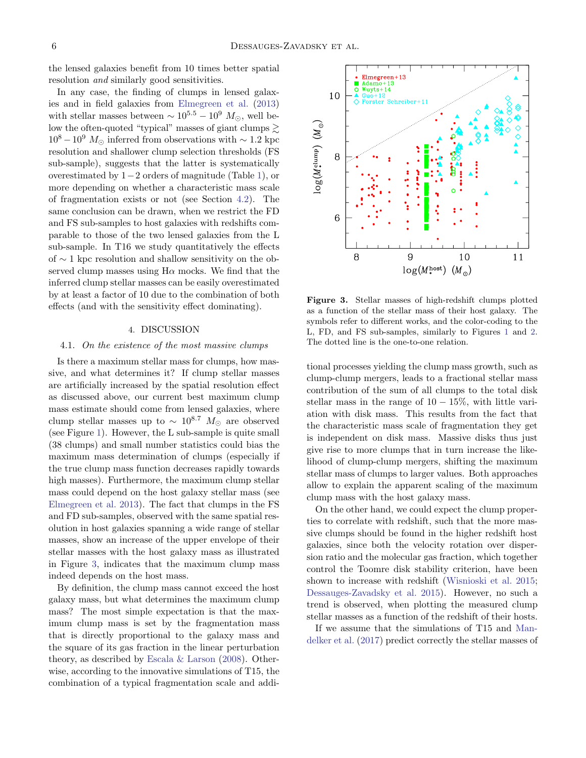the lensed galaxies benefit from 10 times better spatial resolution *and* similarly good sensitivities.

In any case, the finding of clumps in lensed galaxies and in field galaxies from Elmegreen et al. (2013) with stellar masses between $\sim 10^{5.5}-10^{9}$ $M_{\odot}$, well below the often-quoted "typical" masses of giant clumps $\gtrsim 10^{8}-10^{9}$ $M_{\odot}$ inferred from observations with $\sim 1.2$ kpc resolution and shallower clump selection thresholds (FS sub-sample), suggests that the latter is systematically overestimated by $1-2$ orders of magnitude (Table 1), or more depending on whether a characteristic mass scale of fragmentation exists or not (see Section 4.2). The same conclusion can be drawn, when we restrict the FD and FS sub-samples to host galaxies with redshifts comparable to those of the two lensed galaxies from the L sub-sample. In T16 we study quantitatively the effects of $\sim 1$ kpc resolution and shallow sensitivity on the observed clump masses using H$\alpha$ mocks. We find that the inferred clump stellar masses can be easily overestimated by at least a factor of 10 due to the combination of both effects (and with the sensitivity effect dominating).

## 4. DISCUSSION

### 4.1. *On the existence of the most massive clumps*

Is there a maximum stellar mass for clumps, how massive, and what determines it? If clump stellar masses are artificially increased by the spatial resolution effect as discussed above, our current best maximum clump mass estimate should come from lensed galaxies, where clump stellar masses up to $\sim 10^{8.7}$ $M_{\odot}$ are observed (see Figure 1). However, the L sub-sample is quite small (38 clumps) and small number statistics could bias the maximum mass determination of clumps (especially if the true clump mass function decreases rapidly towards high masses). Furthermore, the maximum clump stellar mass could depend on the host galaxy stellar mass (see Elmegreen et al. 2013). The fact that clumps in the FS and FD sub-samples, observed with the same spatial resolution in host galaxies spanning a wide range of stellar masses, show an increase of the upper envelope of their stellar masses with the host galaxy mass as illustrated in Figure 3, indicates that the maximum clump mass indeed depends on the host mass.

By definition, the clump mass cannot exceed the host galaxy mass, but what determines the maximum clump mass? The most simple expectation is that the maximum clump mass is set by the fragmentation mass that is directly proportional to the galaxy mass and the square of its gas fraction in the linear perturbation theory, as described by Escala & Larson (2008). Otherwise, according to the innovative simulations of T15, the combination of a typical fragmentation scale and additional processes yielding the clump mass growth, such as clump-clump mergers, leads to a fractional stellar mass contribution of the sum of all clumps to the total disk stellar mass in the range of $10-15\%$, with little variation with disk mass. This results from the fact that the characteristic mass scale of fragmentation they get is independent on disk mass. Massive disks thus just give rise to more clumps that in turn increase the likelihood of clump-clump mergers, shifting the maximum stellar mass of clumps to larger values. Both approaches allow to explain the apparent scaling of the maximum clump mass with the host galaxy mass.

**Figure 3.** Stellar masses of high-redshift clumps plotted as a function of the stellar mass of their host galaxy. The symbols refer to different works, and the color-coding to the L, FD, and FS sub-samples, similarly to Figures 1 and 2. The dotted line is the one-to-one relation.

On the other hand, we could expect the clump properties to correlate with redshift, such that the more massive clumps should be found in the higher redshift host galaxies, since both the velocity rotation over dispersion ratio and the molecular gas fraction, which together control the Toomre disk stability criterion, have been shown to increase with redshift (Wisnioski et al. 2015; Dessauges-Zavadsky et al. 2015). However, no such a trend is observed, when plotting the measured clump stellar masses as a function of the redshift of their hosts.

If we assume that the simulations of T15 and Mandelker et al. (2017) predict correctly the stellar masses of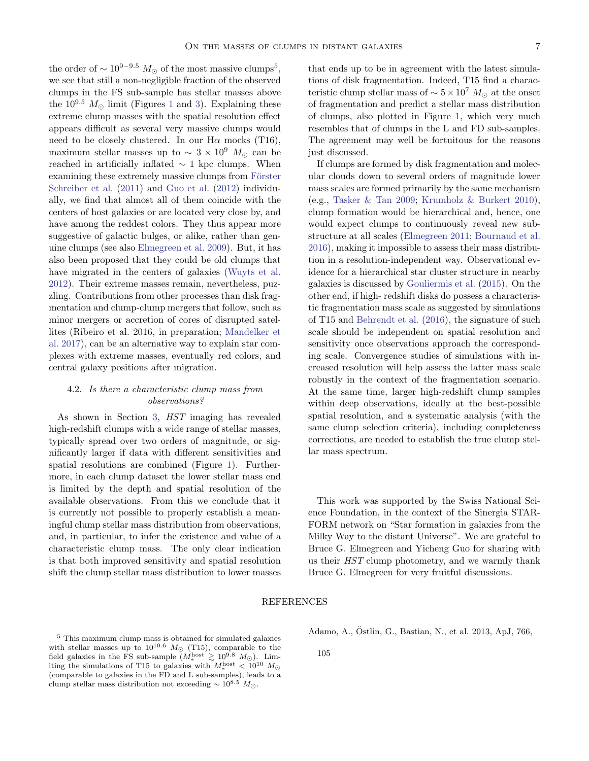the order of $\sim 10^{9-9.5}\ M_{\odot}$ of the most massive clumps[5], we see that still a non-negligible fraction of the observed clumps in the FS sub-sample has stellar masses above the $10^{9.5}\ M_{\odot}$ limit (Figures 1 and 3). Explaining these extreme clump masses with the spatial resolution effect appears difficult as several very massive clumps would need to be closely clustered. In our H$\alpha$ mocks (T16), maximum stellar masses up to $\sim 3 \times 10^{9}\ M_{\odot}$ can be reached in artificially inflated $\sim 1$ kpc clumps. When examining these extremely massive clumps from Förster Schreiber et al. (2011) and Guo et al. (2012) individually, we find that almost all of them coincide with the centers of host galaxies or are located very close by, and have among the reddest colors. They thus appear more suggestive of galactic bulges, or alike, rather than genuine clumps (see also Elmegreen et al. 2009). But, it has also been proposed that they could be old clumps that have migrated in the centers of galaxies (Wuyts et al. 2012). Their extreme masses remain, nevertheless, puzzling. Contributions from other processes than disk fragmentation and clump-clump mergers that follow, such as minor mergers or accretion of cores of disrupted satellites (Ribeiro et al. 2016, in preparation; Mandelker et al. 2017), can be an alternative way to explain star complexes with extreme masses, eventually red colors, and central galaxy positions after migration.

### 4.2. *Is there a characteristic clump mass from observations?*

As shown in Section 3, *HST* imaging has revealed high-redshift clumps with a wide range of stellar masses, typically spread over two orders of magnitude, or significantly larger if data with different sensitivities and spatial resolutions are combined (Figure 1). Furthermore, in each clump dataset the lower stellar mass end is limited by the depth and spatial resolution of the available observations. From this we conclude that it is currently not possible to properly establish a meaningful clump stellar mass distribution from observations, and, in particular, to infer the existence and value of a characteristic clump mass. The only clear indication is that both improved sensitivity and spatial resolution shift the clump stellar mass distribution to lower masses that ends up to be in agreement with the latest simulations of disk fragmentation. Indeed, T15 find a characteristic clump stellar mass of $\sim 5 \times 10^{7}\ M_{\odot}$ at the onset of fragmentation and predict a stellar mass distribution of clumps, also plotted in Figure 1, which very much resembles that of clumps in the L and FD sub-samples. The agreement may well be fortuitous for the reasons just discussed.

If clumps are formed by disk fragmentation and molecular clouds down to several orders of magnitude lower mass scales are formed primarily by the same mechanism (e.g., Tasker & Tan 2009; Krumholz & Burkert 2010), clump formation would be hierarchical and, hence, one would expect clumps to continuously reveal new substructure at all scales (Elmegreen 2011; Bournaud et al. 2016), making it impossible to assess their mass distribution in a resolution-independent way. Observational evidence for a hierarchical star cluster structure in nearby galaxies is discussed by Gouliermis et al. (2015). On the other end, if high- redshift disks do possess a characteristic fragmentation mass scale as suggested by simulations of T15 and Behrendt et al. (2016), the signature of such scale should be independent on spatial resolution and sensitivity once observations approach the corresponding scale. Convergence studies of simulations with increased resolution will help assess the latter mass scale robustly in the context of the fragmentation scenario. At the same time, larger high-redshift clump samples within deep observations, ideally at the best-possible spatial resolution, and a systematic analysis (with the same clump selection criteria), including completeness corrections, are needed to establish the true clump stellar mass spectrum.

This work was supported by the Swiss National Science Foundation, in the context of the Sinergia STARFORM network on "Star formation in galaxies from the Milky Way to the distant Universe". We are grateful to Bruce G. Elmegreen and Yicheng Guo for sharing with us their *HST* clump photometry, and we warmly thank Bruce G. Elmegreen for very fruitful discussions.

## REFERENCES

Adamo, A., Östlin, G., Bastian, N., et al. 2013, ApJ, 766, 105

[5] This maximum clump mass is obtained for simulated galaxies with stellar masses up to $10^{10.6}\ M_{\odot}$ (T15), comparable to the field galaxies in the FS sub-sample ($M_{*}^{\rm host} \gtrsim 10^{9.8}\ M_{\odot}$). Limiting the simulations of T15 to galaxies with $M_{*}^{\rm host} < 10^{10}\ M_{\odot}$ (comparable to galaxies in the FD and L sub-samples), leads to a clump stellar mass distribution not exceeding $\sim 10^{8.5}\ M_{\odot}$.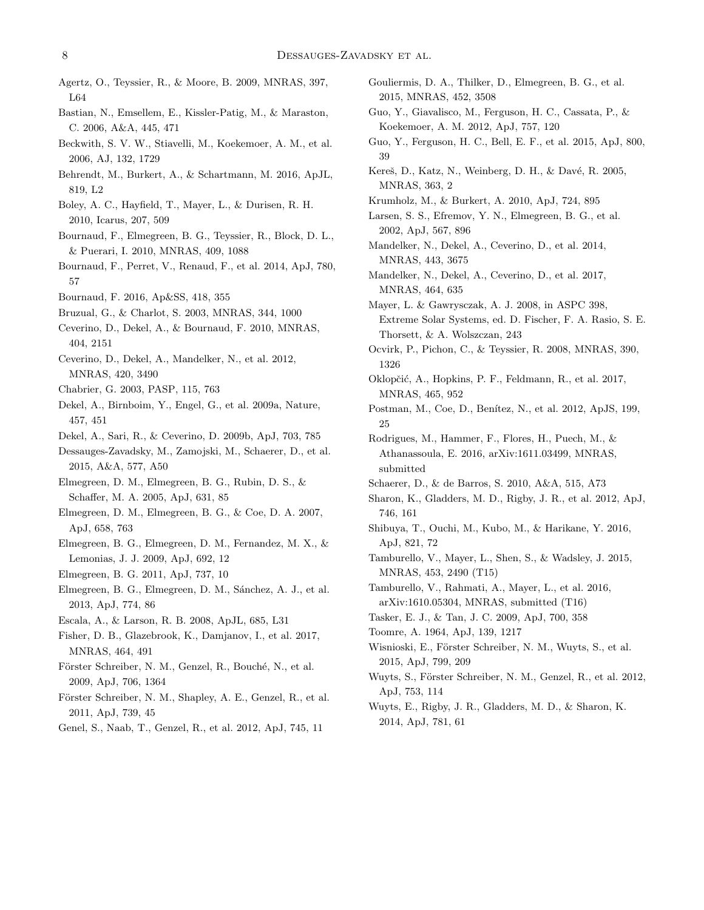Agertz, O., Teyssier, R., & Moore, B. 2009, MNRAS, 397, L64

Bastian, N., Emsellem, E., Kissler-Patig, M., & Maraston, C. 2006, A&A, 445, 471

Beckwith, S. V. W., Stiavelli, M., Koekemoer, A. M., et al. 2006, AJ, 132, 1729

Behrendt, M., Burkert, A., & Schartmann, M. 2016, ApJL, 819, L2

Boley, A. C., Hayfield, T., Mayer, L., & Durisen, R. H. 2010, Icarus, 207, 509

Bournaud, F., Elmegreen, B. G., Teyssier, R., Block, D. L., & Puerari, I. 2010, MNRAS, 409, 1088

Bournaud, F., Perret, V., Renaud, F., et al. 2014, ApJ, 780, 57

Bournaud, F. 2016, Ap&SS, 418, 355

Bruzual, G., & Charlot, S. 2003, MNRAS, 344, 1000

Ceverino, D., Dekel, A., & Bournaud, F. 2010, MNRAS, 404, 2151

Ceverino, D., Dekel, A., Mandelker, N., et al. 2012, MNRAS, 420, 3490

Chabrier, G. 2003, PASP, 115, 763

Dekel, A., Birnboim, Y., Engel, G., et al. 2009a, Nature, 457, 451

Dekel, A., Sari, R., & Ceverino, D. 2009b, ApJ, 703, 785

Dessauges-Zavadsky, M., Zamojski, M., Schaerer, D., et al. 2015, A&A, 577, A50

Elmegreen, D. M., Elmegreen, B. G., Rubin, D. S., & Schaffer, M. A. 2005, ApJ, 631, 85

Elmegreen, D. M., Elmegreen, B. G., & Coe, D. A. 2007, ApJ, 658, 763

Elmegreen, B. G., Elmegreen, D. M., Fernandez, M. X., & Lemonias, J. J. 2009, ApJ, 692, 12

Elmegreen, B. G. 2011, ApJ, 737, 10

Elmegreen, B. G., Elmegreen, D. M., Sánchez, A. J., et al. 2013, ApJ, 774, 86

Escala, A., & Larson, R. B. 2008, ApJL, 685, L31

Fisher, D. B., Glazebrook, K., Damjanov, I., et al. 2017, MNRAS, 464, 491

Förster Schreiber, N. M., Genzel, R., Bouché, N., et al. 2009, ApJ, 706, 1364

Förster Schreiber, N. M., Shapley, A. E., Genzel, R., et al. 2011, ApJ, 739, 45

Genel, S., Naab, T., Genzel, R., et al. 2012, ApJ, 745, 11

Gouliermis, D. A., Thilker, D., Elmegreen, B. G., et al. 2015, MNRAS, 452, 3508

Guo, Y., Giavalisco, M., Ferguson, H. C., Cassata, P., & Koekemoer, A. M. 2012, ApJ, 757, 120

Guo, Y., Ferguson, H. C., Bell, E. F., et al. 2015, ApJ, 800, 39

Kereš, D., Katz, N., Weinberg, D. H., & Davé, R. 2005, MNRAS, 363, 2

Krumholz, M., & Burkert, A. 2010, ApJ, 724, 895

Larsen, S. S., Efremov, Y. N., Elmegreen, B. G., et al. 2002, ApJ, 567, 896

Mandelker, N., Dekel, A., Ceverino, D., et al. 2014, MNRAS, 443, 3675

Mandelker, N., Dekel, A., Ceverino, D., et al. 2017, MNRAS, 464, 635

Mayer, L. & Gawrysczak, A. J. 2008, in ASPC 398, Extreme Solar Systems, ed. D. Fischer, F. A. Rasio, S. E. Thorsett, & A. Wolszczan, 243

Ocvirk, P., Pichon, C., & Teyssier, R. 2008, MNRAS, 390, 1326

Oklopčić, A., Hopkins, P. F., Feldmann, R., et al. 2017, MNRAS, 465, 952

Postman, M., Coe, D., Benítez, N., et al. 2012, ApJS, 199, 25

Rodrigues, M., Hammer, F., Flores, H., Puech, M., & Athanassoula, E. 2016, arXiv:1611.03499, MNRAS, submitted

Schaerer, D., & de Barros, S. 2010, A&A, 515, A73

Sharon, K., Gladders, M. D., Rigby, J. R., et al. 2012, ApJ, 746, 161

Shibuya, T., Ouchi, M., Kubo, M., & Harikane, Y. 2016, ApJ, 821, 72

Tamburello, V., Mayer, L., Shen, S., & Wadsley, J. 2015, MNRAS, 453, 2490 (T15)

Tamburello, V., Rahmati, A., Mayer, L., et al. 2016, arXiv:1610.05304, MNRAS, submitted (T16)

Tasker, E. J., & Tan, J. C. 2009, ApJ, 700, 358

Toomre, A. 1964, ApJ, 139, 1217

Wisnioski, E., Förster Schreiber, N. M., Wuyts, S., et al. 2015, ApJ, 799, 209

Wuyts, S., Förster Schreiber, N. M., Genzel, R., et al. 2012, ApJ, 753, 114

Wuyts, E., Rigby, J. R., Gladders, M. D., & Sharon, K. 2014, ApJ, 781, 61